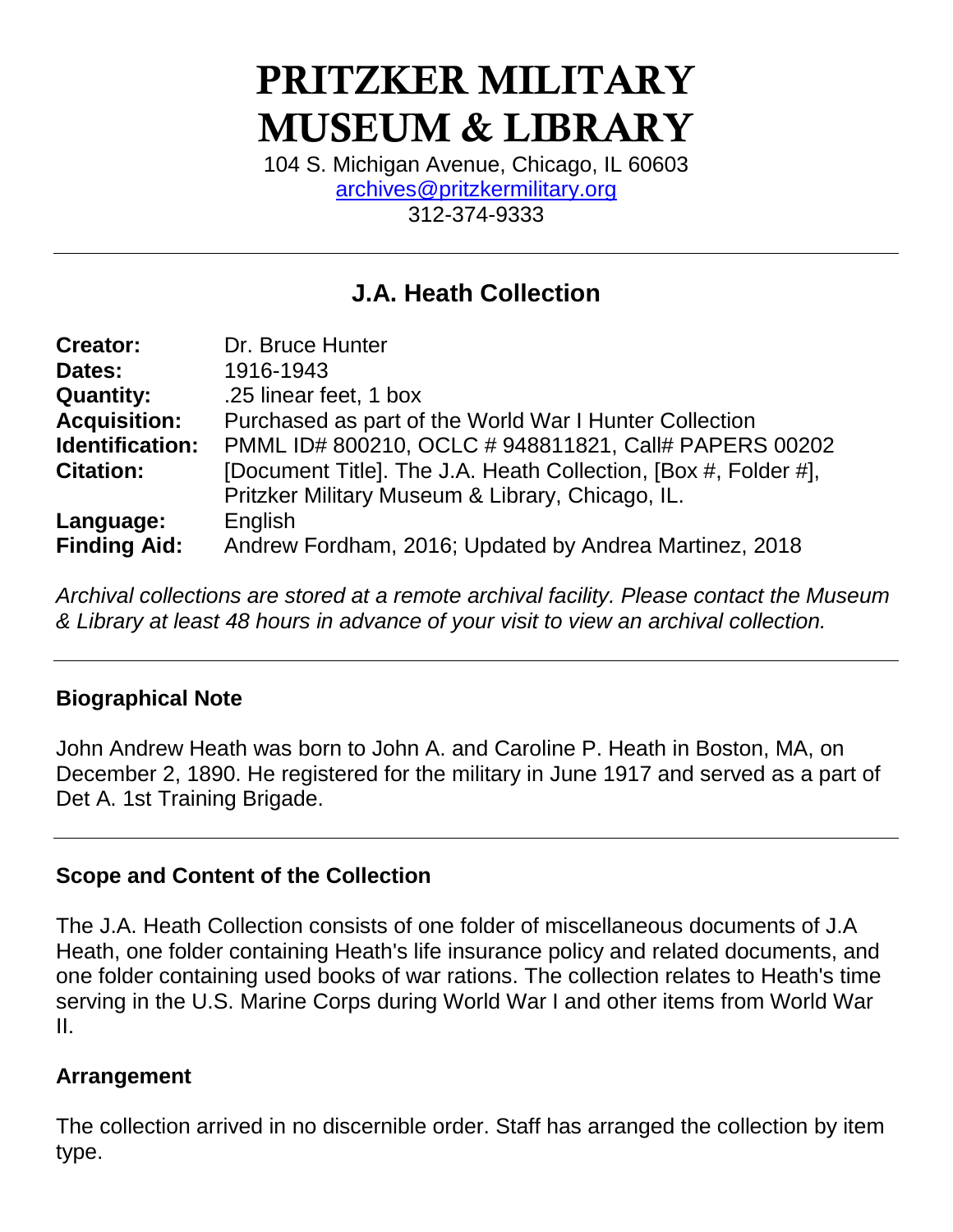# PRITZKER MILITARY MUSEUM & LIBRARY

104 S. Michigan Avenue, Chicago, IL 60603
archives@pritzkermilitary.org
312-374-9333

---

## J.A. Heath Collection

| | |
|---|---|
| **Creator:** | Dr. Bruce Hunter |
| **Dates:** | 1916-1943 |
| **Quantity:** | .25 linear feet, 1 box |
| **Acquisition:** | Purchased as part of the World War I Hunter Collection |
| **Identification:** | PMML ID# 800210, OCLC # 948811821, Call# PAPERS 00202 |
| **Citation:** | [Document Title]. The J.A. Heath Collection, [Box #, Folder #], Pritzker Military Museum & Library, Chicago, IL. |
| **Language:** | English |
| **Finding Aid:** | Andrew Fordham, 2016; Updated by Andrea Martinez, 2018 |

*Archival collections are stored at a remote archival facility. Please contact the Museum & Library at least 48 hours in advance of your visit to view an archival collection.*

---

### Biographical Note

John Andrew Heath was born to John A. and Caroline P. Heath in Boston, MA, on December 2, 1890. He registered for the military in June 1917 and served as a part of Det A. 1st Training Brigade.

---

### Scope and Content of the Collection

The J.A. Heath Collection consists of one folder of miscellaneous documents of J.A Heath, one folder containing Heath's life insurance policy and related documents, and one folder containing used books of war rations. The collection relates to Heath's time serving in the U.S. Marine Corps during World War I and other items from World War II.

### Arrangement

The collection arrived in no discernible order. Staff has arranged the collection by item type.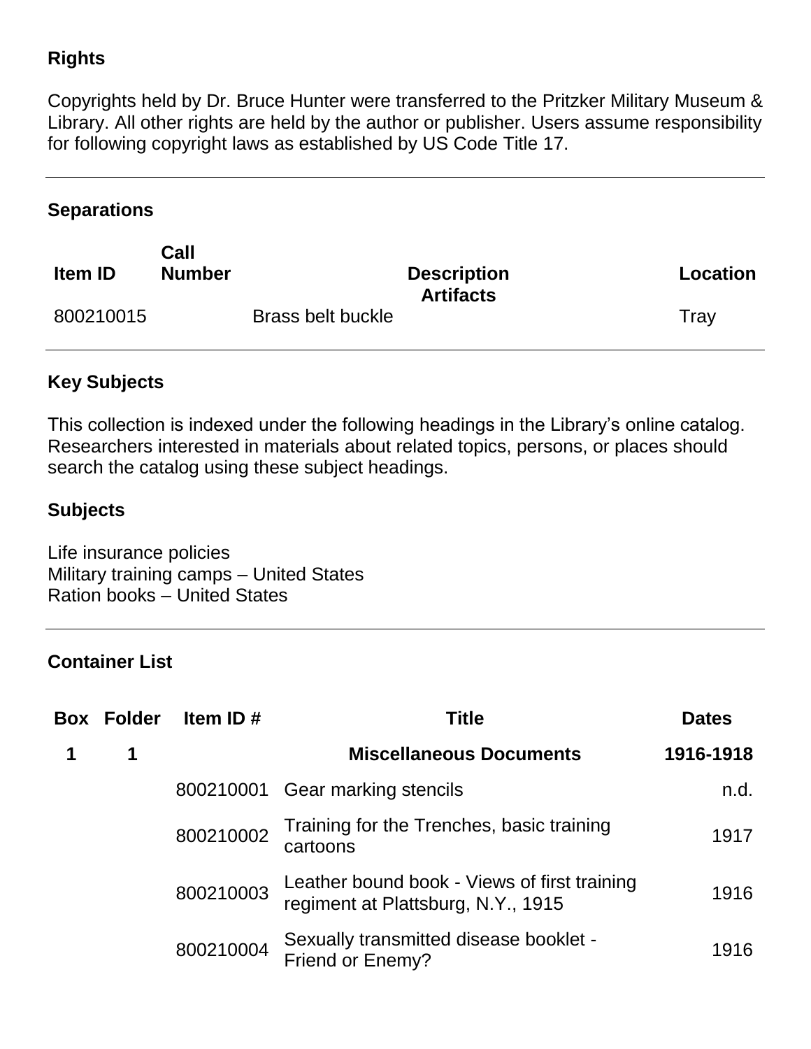## Rights

Copyrights held by Dr. Bruce Hunter were transferred to the Pritzker Military Museum & Library. All other rights are held by the author or publisher. Users assume responsibility for following copyright laws as established by US Code Title 17.

---

## Separations

| Item ID | Call Number | Description | Location |
|---|---|---|---|
| | | **Artifacts** | |
| 800210015 | | Brass belt buckle | Tray |

---

## Key Subjects

This collection is indexed under the following headings in the Library's online catalog. Researchers interested in materials about related topics, persons, or places should search the catalog using these subject headings.

### Subjects

Life insurance policies
Military training camps – United States
Ration books – United States

---

## Container List

| Box | Folder | Item ID # | Title | Dates |
|---|---|---|---|---|
| **1** | **1** | | **Miscellaneous Documents** | **1916-1918** |
| | | 800210001 | Gear marking stencils | n.d. |
| | | 800210002 | Training for the Trenches, basic training cartoons | 1917 |
| | | 800210003 | Leather bound book - Views of first training regiment at Plattsburg, N.Y., 1915 | 1916 |
| | | 800210004 | Sexually transmitted disease booklet - Friend or Enemy? | 1916 |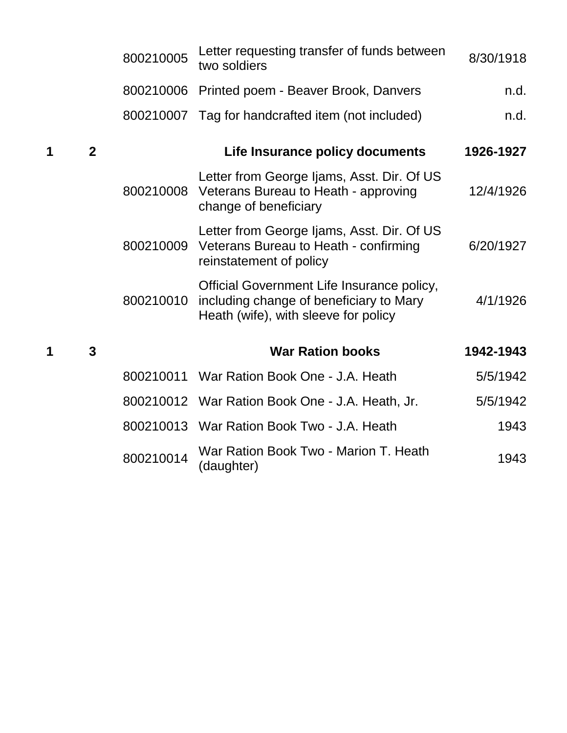| | | | | |
|---|---|---|---|---|
| | | 800210005 | Letter requesting transfer of funds between two soldiers | 8/30/1918 |
| | | 800210006 | Printed poem - Beaver Brook, Danvers | n.d. |
| | | 800210007 | Tag for handcrafted item (not included) | n.d. |
| **1** | **2** | | **Life Insurance policy documents** | **1926-1927** |
| | | 800210008 | Letter from George Ijams, Asst. Dir. Of US Veterans Bureau to Heath - approving change of beneficiary | 12/4/1926 |
| | | 800210009 | Letter from George Ijams, Asst. Dir. Of US Veterans Bureau to Heath - confirming reinstatement of policy | 6/20/1927 |
| | | 800210010 | Official Government Life Insurance policy, including change of beneficiary to Mary Heath (wife), with sleeve for policy | 4/1/1926 |
| **1** | **3** | | **War Ration books** | **1942-1943** |
| | | 800210011 | War Ration Book One - J.A. Heath | 5/5/1942 |
| | | 800210012 | War Ration Book One - J.A. Heath, Jr. | 5/5/1942 |
| | | 800210013 | War Ration Book Two - J.A. Heath | 1943 |
| | | 800210014 | War Ration Book Two - Marion T. Heath (daughter) | 1943 |